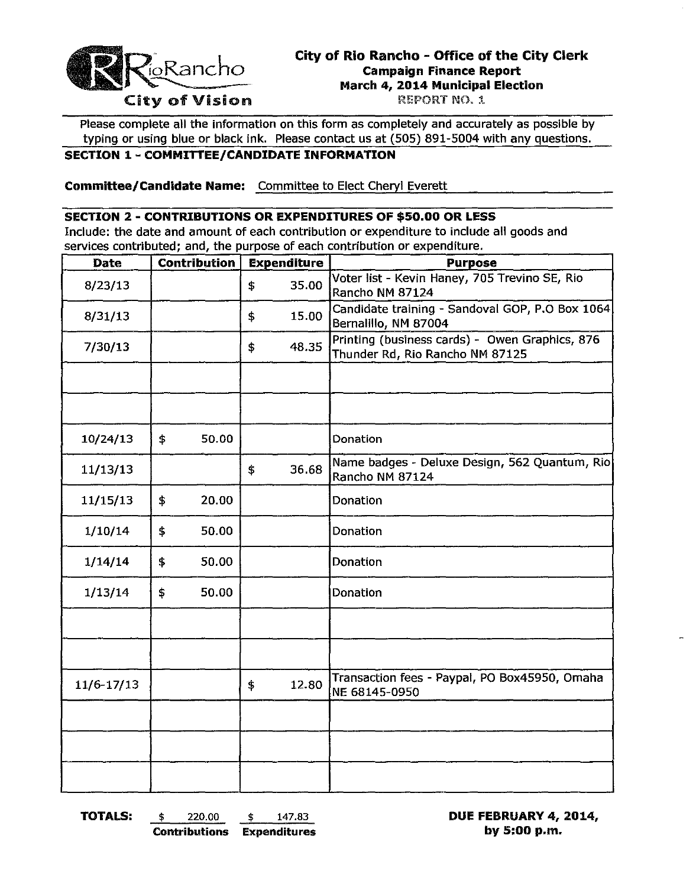City of Rio Rancho - City of Vision

# City of Rio Rancho - Office of the City Clerk

**Campaign Finance Report**
**March 4, 2014 Municipal Election**
REPORT NO. 1

Please complete all the information on this form as completely and accurately as possible by typing or using blue or black ink. Please contact us at (505) 891-5004 with any questions.

## SECTION 1 - COMMITTEE/CANDIDATE INFORMATION

**Committee/Candidate Name:** Committee to Elect Cheryl Everett

## SECTION 2 - CONTRIBUTIONS OR EXPENDITURES OF $50.00 OR LESS

Include: the date and amount of each contribution or expenditure to include all goods and services contributed; and, the purpose of each contribution or expenditure.

| Date | Contribution | Expenditure | Purpose |
|---|---|---|---|
| 8/23/13 | | $ 35.00 | Voter list - Kevin Haney, 705 Trevino SE, Rio Rancho NM 87124 |
| 8/31/13 | | $ 15.00 | Candidate training - Sandoval GOP, P.O Box 1064 Bernalillo, NM 87004 |
| 7/30/13 | | $ 48.35 | Printing (business cards) - Owen Graphics, 876 Thunder Rd, Rio Rancho NM 87125 |
| | | | |
| | | | |
| 10/24/13 | $ 50.00 | | Donation |
| 11/13/13 | | $ 36.68 | Name badges - Deluxe Design, 562 Quantum, Rio Rancho NM 87124 |
| 11/15/13 | $ 20.00 | | Donation |
| 1/10/14 | $ 50.00 | | Donation |
| 1/14/14 | $ 50.00 | | Donation |
| 1/13/14 | $ 50.00 | | Donation |
| | | | |
| | | | |
| 11/6-17/13 | | $ 12.80 | Transaction fees - Paypal, PO Box45950, Omaha NE 68145-0950 |
| | | | |
| | | | |
| | | | |

**TOTALS:** $ 220.00 **Contributions** $ 147.83 **Expenditures**

**DUE FEBRUARY 4, 2014, by 5:00 p.m.**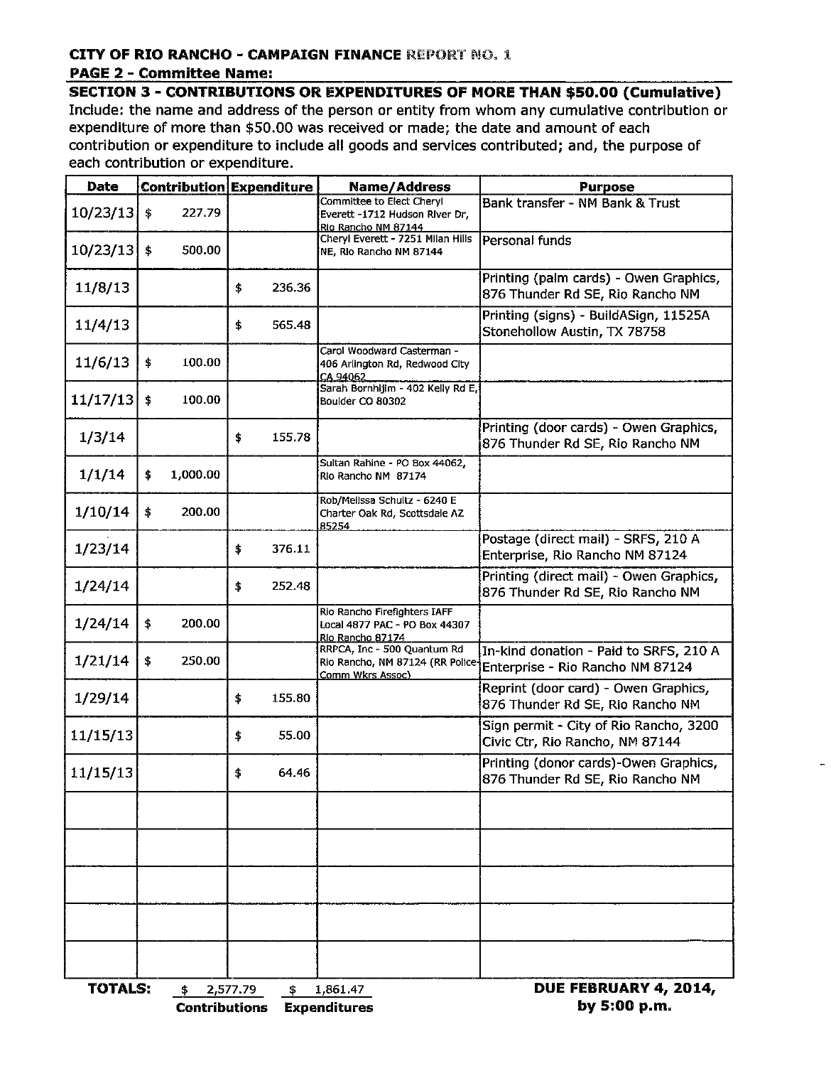**CITY OF RIO RANCHO - CAMPAIGN FINANCE REPORT NO. 1**

**PAGE 2 - Committee Name:**

**SECTION 3 - CONTRIBUTIONS OR EXPENDITURES OF MORE THAN $50.00 (Cumulative)**

Include: the name and address of the person or entity from whom any cumulative contribution or expenditure of more than $50.00 was received or made; the date and amount of each contribution or expenditure to include all goods and services contributed; and, the purpose of each contribution or expenditure.

| Date | Contribution | Expenditure | Name/Address | Purpose |
|---|---|---|---|---|
| 10/23/13 | $ 227.79 | | Committee to Elect Cheryl Everett -1712 Hudson River Dr, Rio Rancho NM 87144 | Bank transfer - NM Bank & Trust |
| 10/23/13 | $ 500.00 | | Cheryl Everett - 7251 Milan Hills NE, Rio Rancho NM 87144 | Personal funds |
| 11/8/13 | | $ 236.36 | | Printing (palm cards) - Owen Graphics, 876 Thunder Rd SE, Rio Rancho NM |
| 11/4/13 | | $ 565.48 | | Printing (signs) - BuildASign, 11525A Stonehollow Austin, TX 78758 |
| 11/6/13 | $ 100.00 | | Carol Woodward Casterman - 406 Arlington Rd, Redwood City CA 94062 | |
| 11/17/13 | $ 100.00 | | Sarah Bornhijim - 402 Kelly Rd E, Boulder CO 80302 | |
| 1/3/14 | | $ 155.78 | | Printing (door cards) - Owen Graphics, 876 Thunder Rd SE, Rio Rancho NM |
| 1/1/14 | $ 1,000.00 | | Sultan Rahine - PO Box 44062, Rio Rancho NM 87174 | |
| 1/10/14 | $ 200.00 | | Rob/Melissa Schultz - 6240 E Charter Oak Rd, Scottsdale AZ 85254 | |
| 1/23/14 | | $ 376.11 | | Postage (direct mail) - SRFS, 210 A Enterprise, Rio Rancho NM 87124 |
| 1/24/14 | | $ 252.48 | | Printing (direct mail) - Owen Graphics, 876 Thunder Rd SE, Rio Rancho NM |
| 1/24/14 | $ 200.00 | | Rio Rancho Firefighters IAFF Local 4877 PAC - PO Box 44307 Rio Rancho 87174 | |
| 1/21/14 | $ 250.00 | | RRPCA, Inc - 500 Quantum Rd Rio Rancho, NM 87124 (RR Police Comm Wkrs Assoc) | In-kind donation - Paid to SRFS, 210 A Enterprise - Rio Rancho NM 87124 |
| 1/29/14 | | $ 155.80 | | Reprint (door card) - Owen Graphics, 876 Thunder Rd SE, Rio Rancho NM |
| 11/15/13 | | $ 55.00 | | Sign permit - City of Rio Rancho, 3200 Civic Ctr, Rio Rancho, NM 87144 |
| 11/15/13 | | $ 64.46 | | Printing (donor cards)-Owen Graphics, 876 Thunder Rd SE, Rio Rancho NM |
| | | | | |
| | | | | |
| | | | | |
| | | | | |
| | | | | |

**TOTALS:** $ 2,577.79 **Contributions** $ 1,861.47 **Expenditures**

**DUE FEBRUARY 4, 2014, by 5:00 p.m.**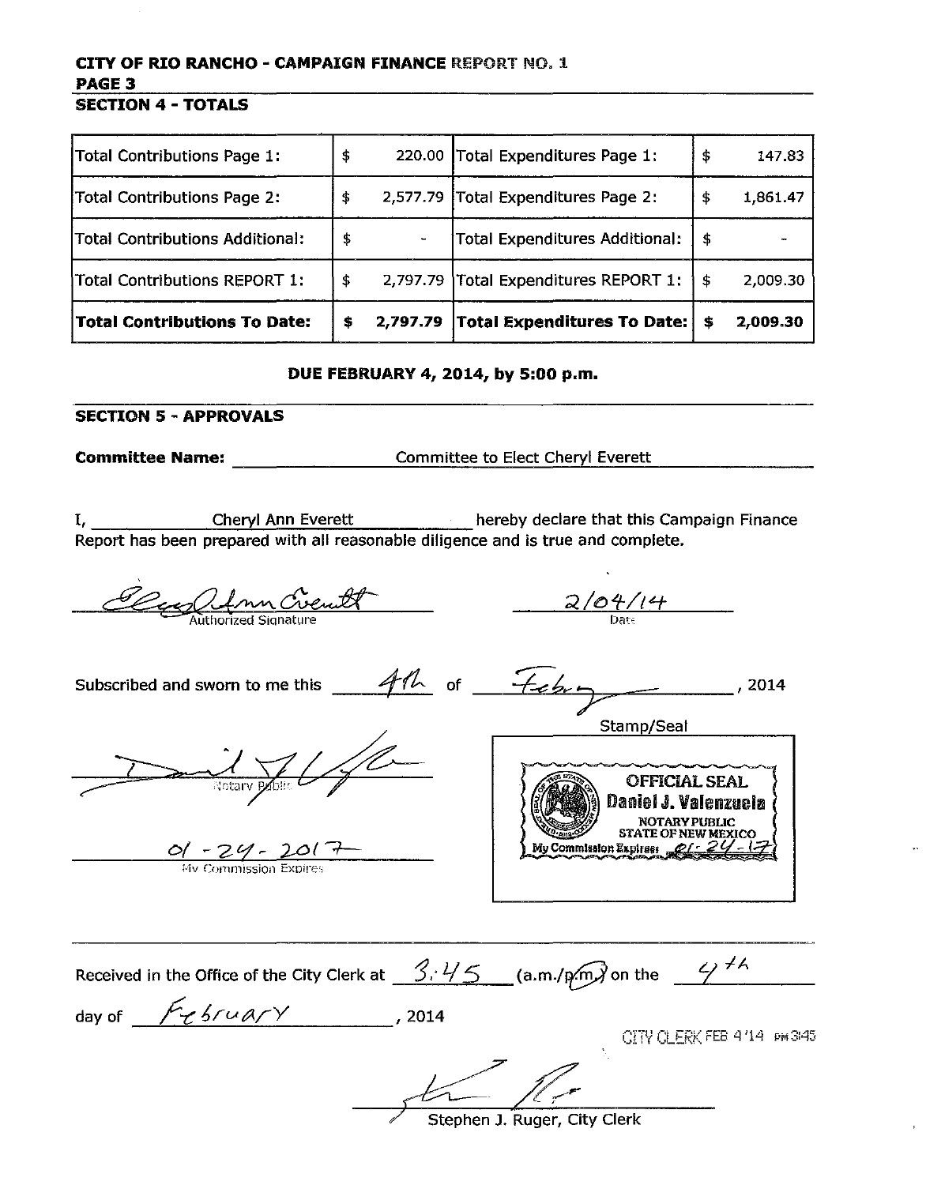**CITY OF RIO RANCHO - CAMPAIGN FINANCE REPORT NO. 1**
**PAGE 3**

## SECTION 4 - TOTALS

| | | | |
|---|---|---|---|
| Total Contributions Page 1: | $ 220.00 | Total Expenditures Page 1: | $ 147.83 |
| Total Contributions Page 2: | $ 2,577.79 | Total Expenditures Page 2: | $ 1,861.47 |
| Total Contributions Additional: | $ - | Total Expenditures Additional: | $ - |
| Total Contributions REPORT 1: | $ 2,797.79 | Total Expenditures REPORT 1: | $ 2,009.30 |
| **Total Contributions To Date:** | **$ 2,797.79** | **Total Expenditures To Date:** | **$ 2,009.30** |

**DUE FEBRUARY 4, 2014, by 5:00 p.m.**

## SECTION 5 - APPROVALS

**Committee Name:** Committee to Elect Cheryl Everett

I, Cheryl Ann Everett hereby declare that this Campaign Finance Report has been prepared with all reasonable diligence and is true and complete.

Cheryl Ann Everett
Authorized Signature

2/04/14
Date

Subscribed and sworn to me this 4th of Febr, 2014

Stamp/Seal

OFFICIAL SEAL
Daniel J. Valenzuela
NOTARY PUBLIC
STATE OF NEW MEXICO
My Commission Expires: 01-24-17

Notary Public

01-24-2017
My Commission Expires

Received in the Office of the City Clerk at 3:45 (a.m./p.m.) on the 4th day of February, 2014

CITY CLERK FEB 4 '14 PM 3:45

Stephen J. Ruger, City Clerk